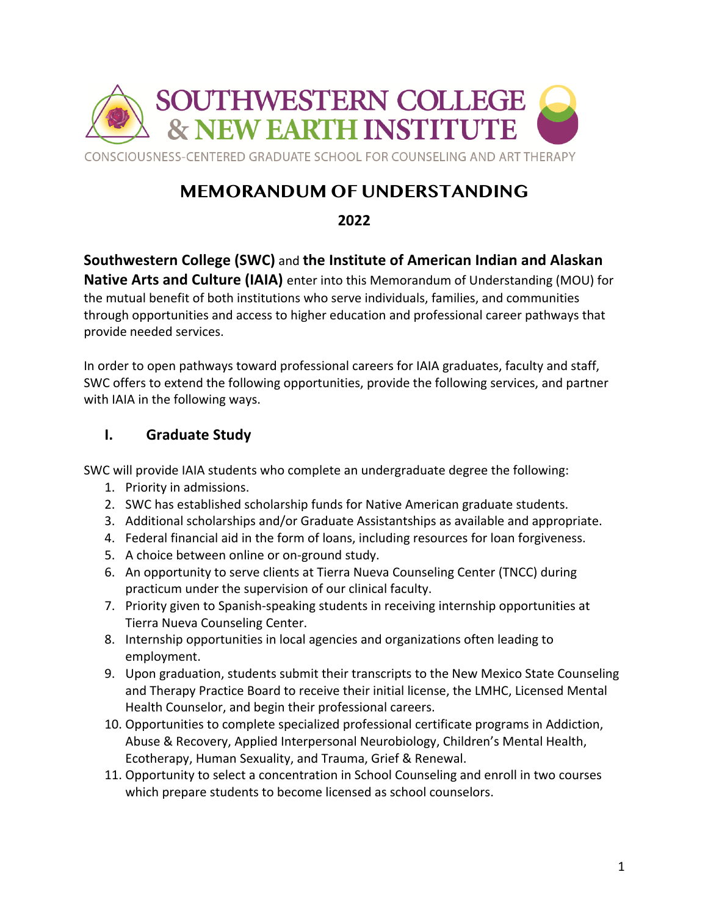# SOUTHWESTERN COLLEGE & NEW EARTH INSTITUTE

CONSCIOUSNESS-CENTERED GRADUATE SCHOOL FOR COUNSELING AND ART THERAPY

## MEMORANDUM OF UNDERSTANDING

**2022**

**Southwestern College (SWC)** and **the Institute of American Indian and Alaskan Native Arts and Culture (IAIA)** enter into this Memorandum of Understanding (MOU) for the mutual benefit of both institutions who serve individuals, families, and communities through opportunities and access to higher education and professional career pathways that provide needed services.

In order to open pathways toward professional careers for IAIA graduates, faculty and staff, SWC offers to extend the following opportunities, provide the following services, and partner with IAIA in the following ways.

## I. Graduate Study

SWC will provide IAIA students who complete an undergraduate degree the following:

1. Priority in admissions.
2. SWC has established scholarship funds for Native American graduate students.
3. Additional scholarships and/or Graduate Assistantships as available and appropriate.
4. Federal financial aid in the form of loans, including resources for loan forgiveness.
5. A choice between online or on-ground study.
6. An opportunity to serve clients at Tierra Nueva Counseling Center (TNCC) during practicum under the supervision of our clinical faculty.
7. Priority given to Spanish-speaking students in receiving internship opportunities at Tierra Nueva Counseling Center.
8. Internship opportunities in local agencies and organizations often leading to employment.
9. Upon graduation, students submit their transcripts to the New Mexico State Counseling and Therapy Practice Board to receive their initial license, the LMHC, Licensed Mental Health Counselor, and begin their professional careers.
10. Opportunities to complete specialized professional certificate programs in Addiction, Abuse & Recovery, Applied Interpersonal Neurobiology, Children's Mental Health, Ecotherapy, Human Sexuality, and Trauma, Grief & Renewal.
11. Opportunity to select a concentration in School Counseling and enroll in two courses which prepare students to become licensed as school counselors.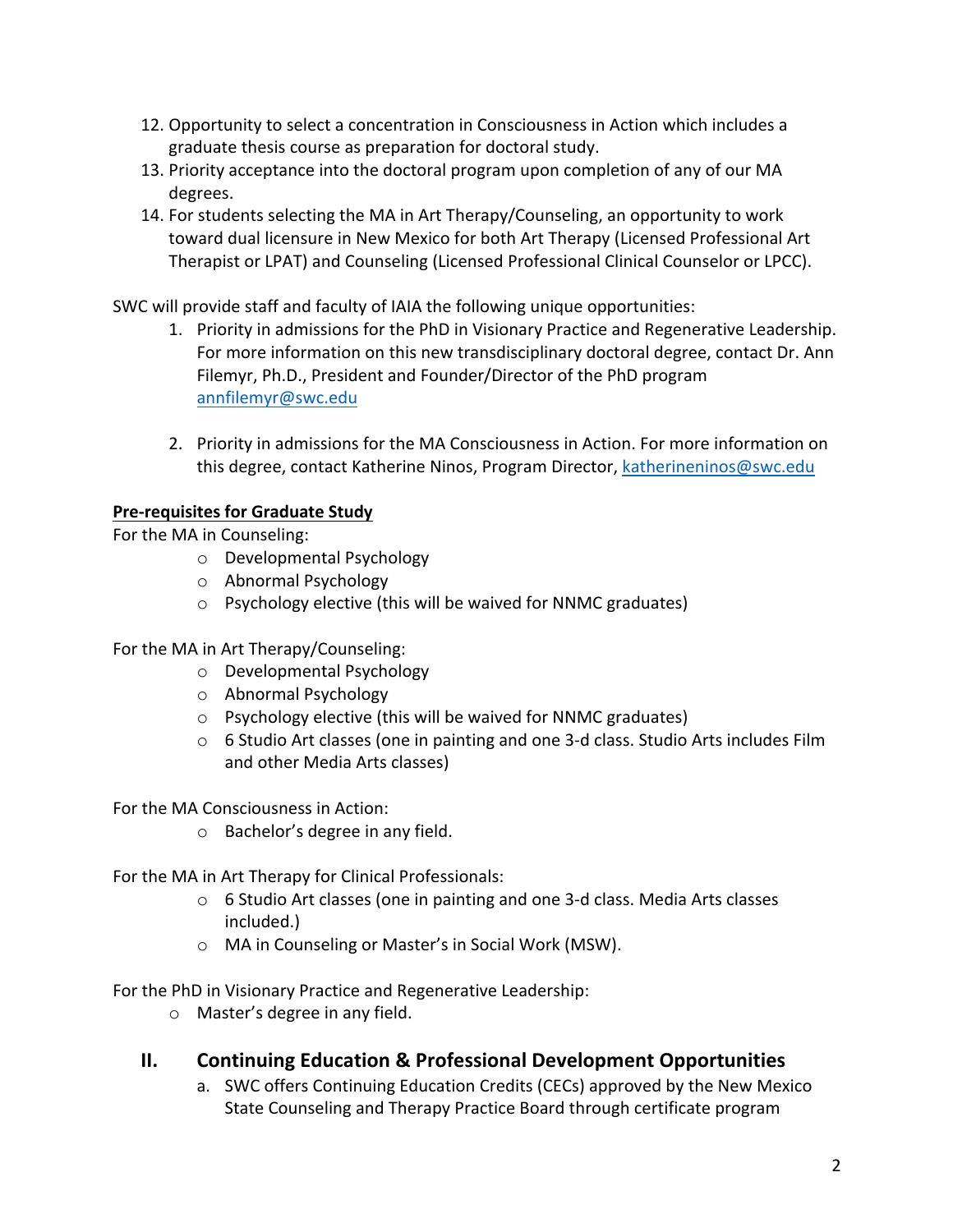12. Opportunity to select a concentration in Consciousness in Action which includes a graduate thesis course as preparation for doctoral study.
13. Priority acceptance into the doctoral program upon completion of any of our MA degrees.
14. For students selecting the MA in Art Therapy/Counseling, an opportunity to work toward dual licensure in New Mexico for both Art Therapy (Licensed Professional Art Therapist or LPAT) and Counseling (Licensed Professional Clinical Counselor or LPCC).

SWC will provide staff and faculty of IAIA the following unique opportunities:

1. Priority in admissions for the PhD in Visionary Practice and Regenerative Leadership. For more information on this new transdisciplinary doctoral degree, contact Dr. Ann Filemyr, Ph.D., President and Founder/Director of the PhD program [annfilemyr@swc.edu](mailto:annfilemyr@swc.edu)

2. Priority in admissions for the MA Consciousness in Action. For more information on this degree, contact Katherine Ninos, Program Director, [katherineninos@swc.edu](mailto:katherineninos@swc.edu)

**Pre-requisites for Graduate Study**

For the MA in Counseling:

- Developmental Psychology
- Abnormal Psychology
- Psychology elective (this will be waived for NNMC graduates)

For the MA in Art Therapy/Counseling:

- Developmental Psychology
- Abnormal Psychology
- Psychology elective (this will be waived for NNMC graduates)
- 6 Studio Art classes (one in painting and one 3-d class. Studio Arts includes Film and other Media Arts classes)

For the MA Consciousness in Action:

- Bachelor's degree in any field.

For the MA in Art Therapy for Clinical Professionals:

- 6 Studio Art classes (one in painting and one 3-d class. Media Arts classes included.)
- MA in Counseling or Master's in Social Work (MSW).

For the PhD in Visionary Practice and Regenerative Leadership:

- Master's degree in any field.

## II. Continuing Education & Professional Development Opportunities

a. SWC offers Continuing Education Credits (CECs) approved by the New Mexico State Counseling and Therapy Practice Board through certificate program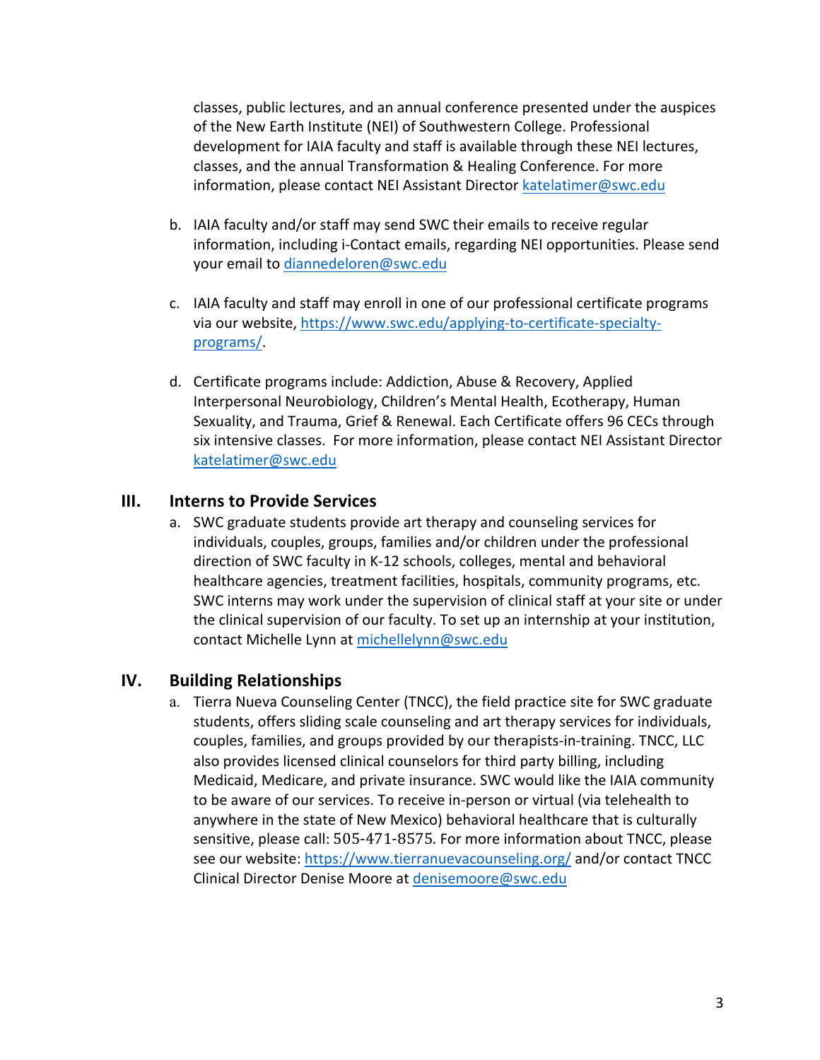classes, public lectures, and an annual conference presented under the auspices of the New Earth Institute (NEI) of Southwestern College. Professional development for IAIA faculty and staff is available through these NEI lectures, classes, and the annual Transformation & Healing Conference. For more information, please contact NEI Assistant Director katelatimer@swc.edu

b. IAIA faculty and/or staff may send SWC their emails to receive regular information, including i-Contact emails, regarding NEI opportunities. Please send your email to diannedeloren@swc.edu

c. IAIA faculty and staff may enroll in one of our professional certificate programs via our website, https://www.swc.edu/applying-to-certificate-specialty-programs/.

d. Certificate programs include: Addiction, Abuse & Recovery, Applied Interpersonal Neurobiology, Children's Mental Health, Ecotherapy, Human Sexuality, and Trauma, Grief & Renewal. Each Certificate offers 96 CECs through six intensive classes. For more information, please contact NEI Assistant Director katelatimer@swc.edu

## III. Interns to Provide Services

a. SWC graduate students provide art therapy and counseling services for individuals, couples, groups, families and/or children under the professional direction of SWC faculty in K-12 schools, colleges, mental and behavioral healthcare agencies, treatment facilities, hospitals, community programs, etc. SWC interns may work under the supervision of clinical staff at your site or under the clinical supervision of our faculty. To set up an internship at your institution, contact Michelle Lynn at michellelynn@swc.edu

## IV. Building Relationships

a. Tierra Nueva Counseling Center (TNCC), the field practice site for SWC graduate students, offers sliding scale counseling and art therapy services for individuals, couples, families, and groups provided by our therapists-in-training. TNCC, LLC also provides licensed clinical counselors for third party billing, including Medicaid, Medicare, and private insurance. SWC would like the IAIA community to be aware of our services. To receive in-person or virtual (via telehealth to anywhere in the state of New Mexico) behavioral healthcare that is culturally sensitive, please call: 505-471-8575. For more information about TNCC, please see our website: https://www.tierranuevacounseling.org/ and/or contact TNCC Clinical Director Denise Moore at denisemoore@swc.edu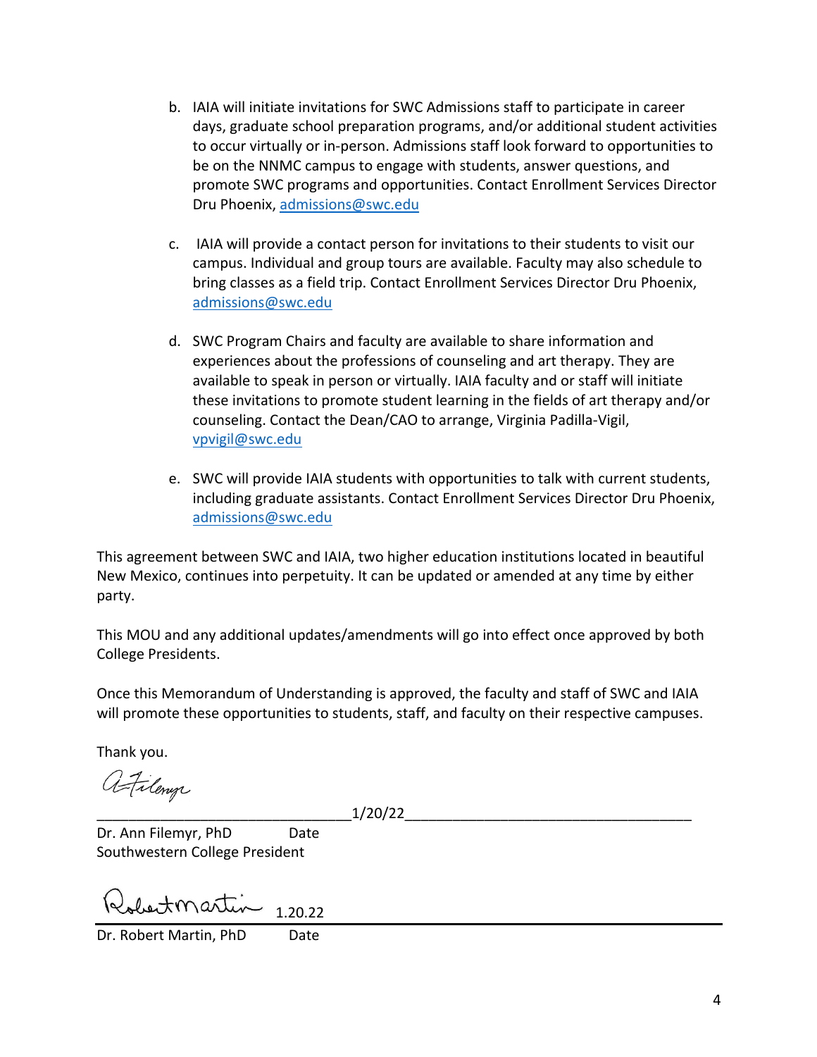b. IAIA will initiate invitations for SWC Admissions staff to participate in career days, graduate school preparation programs, and/or additional student activities to occur virtually or in-person. Admissions staff look forward to opportunities to be on the NNMC campus to engage with students, answer questions, and promote SWC programs and opportunities. Contact Enrollment Services Director Dru Phoenix, admissions@swc.edu

c. IAIA will provide a contact person for invitations to their students to visit our campus. Individual and group tours are available. Faculty may also schedule to bring classes as a field trip. Contact Enrollment Services Director Dru Phoenix, admissions@swc.edu

d. SWC Program Chairs and faculty are available to share information and experiences about the professions of counseling and art therapy. They are available to speak in person or virtually. IAIA faculty and or staff will initiate these invitations to promote student learning in the fields of art therapy and/or counseling. Contact the Dean/CAO to arrange, Virginia Padilla-Vigil, vpvigil@swc.edu

e. SWC will provide IAIA students with opportunities to talk with current students, including graduate assistants. Contact Enrollment Services Director Dru Phoenix, admissions@swc.edu

This agreement between SWC and IAIA, two higher education institutions located in beautiful New Mexico, continues into perpetuity. It can be updated or amended at any time by either party.

This MOU and any additional updates/amendments will go into effect once approved by both College Presidents.

Once this Memorandum of Understanding is approved, the faculty and staff of SWC and IAIA will promote these opportunities to students, staff, and faculty on their respective campuses.

Thank you.

A Filemyr

_________________________________1/20/22___________________________________

Dr. Ann Filemyr, PhD Date
Southwestern College President

Robert Martin 1.20.22

Dr. Robert Martin, PhD Date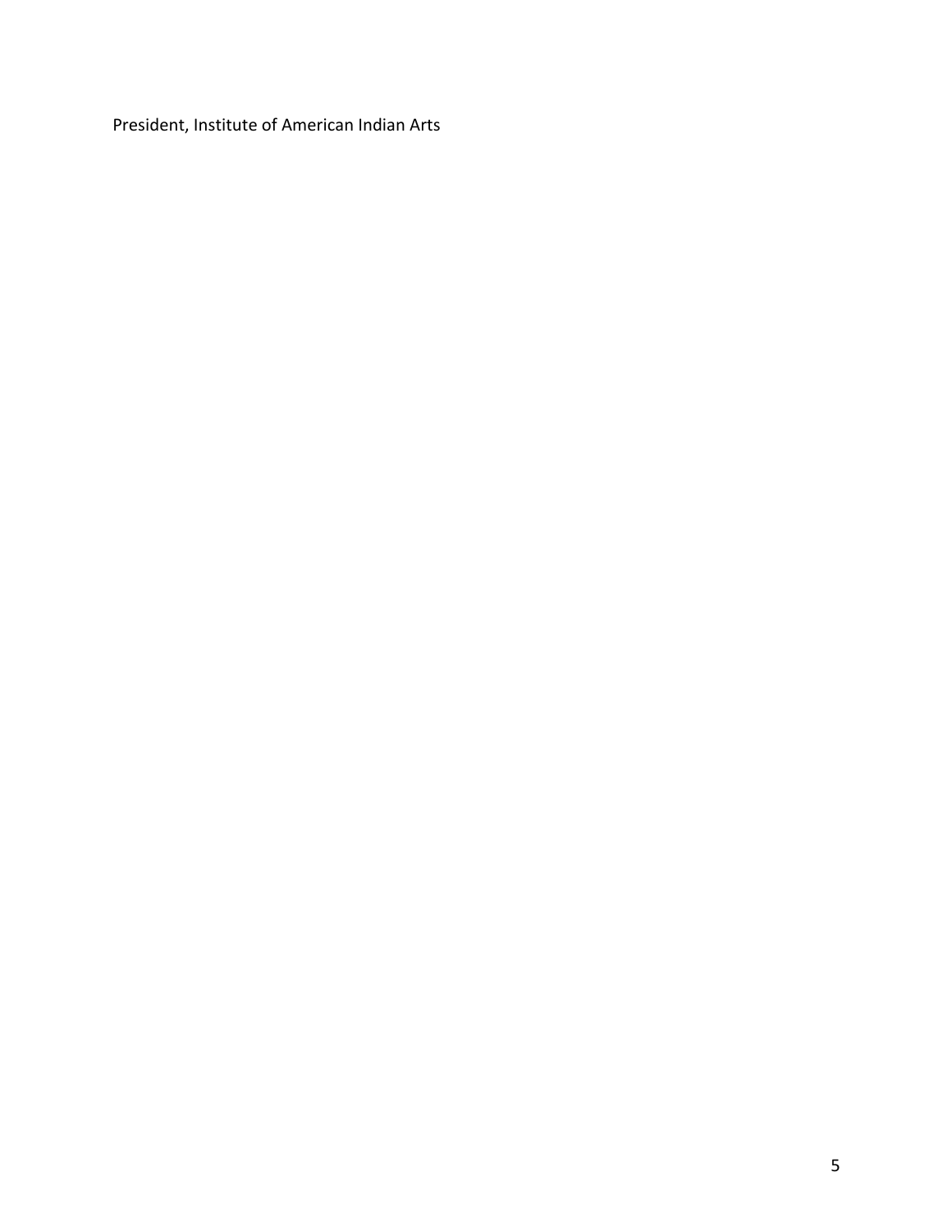President, Institute of American Indian Arts